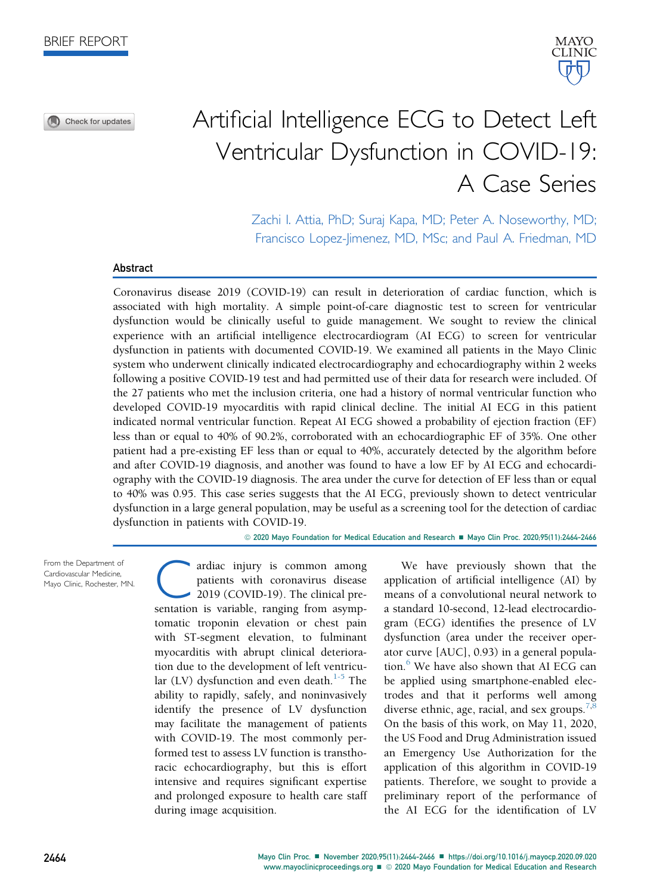BRIEF REPORT

# Artificial Intelligence ECG to Detect Left Ventricular Dysfunction in COVID-19: A Case Series

Zachi I. Attia, PhD; Suraj Kapa, MD; Peter A. Noseworthy, MD; Francisco Lopez-Jimenez, MD, MSc; and Paul A. Friedman, MD

## Abstract

Coronavirus disease 2019 (COVID-19) can result in deterioration of cardiac function, which is associated with high mortality. A simple point-of-care diagnostic test to screen for ventricular dysfunction would be clinically useful to guide management. We sought to review the clinical experience with an artificial intelligence electrocardiogram (AI ECG) to screen for ventricular dysfunction in patients with documented COVID-19. We examined all patients in the Mayo Clinic system who underwent clinically indicated electrocardiography and echocardiography within 2 weeks following a positive COVID-19 test and had permitted use of their data for research were included. Of the 27 patients who met the inclusion criteria, one had a history of normal ventricular function who developed COVID-19 myocarditis with rapid clinical decline. The initial AI ECG in this patient indicated normal ventricular function. Repeat AI ECG showed a probability of ejection fraction (EF) less than or equal to 40% of 90.2%, corroborated with an echocardiographic EF of 35%. One other patient had a pre-existing EF less than or equal to 40%, accurately detected by the algorithm before and after COVID-19 diagnosis, and another was found to have a low EF by AI ECG and echocardiography with the COVID-19 diagnosis. The area under the curve for detection of EF less than or equal to 40% was 0.95. This case series suggests that the AI ECG, previously shown to detect ventricular dysfunction in a large general population, may be useful as a screening tool for the detection of cardiac dysfunction in patients with COVID-19.

© 2020 Mayo Foundation for Medical Education and Research ■ Mayo Clin Proc. 2020;95(11):2464-2466

From the Department of Cardiovascular Medicine, Mayo Clinic, Rochester, MN.

Cardiac injury is common among patients with coronavirus disease 2019 (COVID-19). The clinical presentation is variable, ranging from asymptomatic troponin elevation or chest pain with ST-segment elevation, to fulminant myocarditis with abrupt clinical deterioration due to the development of left ventricular (LV) dysfunction and even death.[1-5] The ability to rapidly, safely, and noninvasively identify the presence of LV dysfunction may facilitate the management of patients with COVID-19. The most commonly performed test to assess LV function is transthoracic echocardiography, but this is effort intensive and requires significant expertise and prolonged exposure to health care staff during image acquisition.

We have previously shown that the application of artificial intelligence (AI) by means of a convolutional neural network to a standard 10-second, 12-lead electrocardiogram (ECG) identifies the presence of LV dysfunction (area under the receiver operator curve [AUC], 0.93) in a general population.[6] We have also shown that AI ECG can be applied using smartphone-enabled electrodes and that it performs well among diverse ethnic, age, racial, and sex groups.[7,8] On the basis of this work, on May 11, 2020, the US Food and Drug Administration issued an Emergency Use Authorization for the application of this algorithm in COVID-19 patients. Therefore, we sought to provide a preliminary report of the performance of the AI ECG for the identification of LV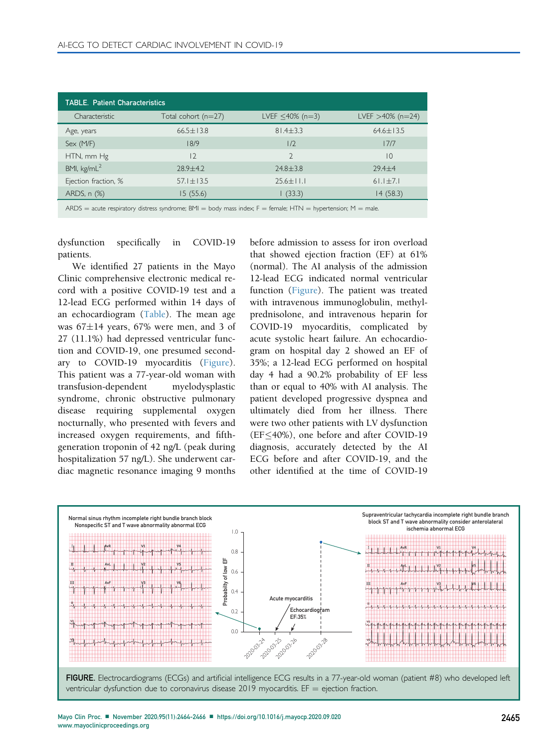**TABLE. Patient Characteristics**

| Characteristic | Total cohort (n=27) | LVEF ≤40% (n=3) | LVEF >40% (n=24) |
|---|---|---|---|
| Age, years | 66.5±13.8 | 81.4±3.3 | 64.6±13.5 |
| Sex (M/F) | 18/9 | 1/2 | 17/7 |
| HTN, mm Hg | 12 | 2 | 10 |
| BMI, kg/mL$^2$ | 28.9±4.2 | 24.8±3.8 | 29.4±4 |
| Ejection fraction, % | 57.1±13.5 | 25.6±11.1 | 61.1±7.1 |
| ARDS, n (%) | 15 (55.6) | 1 (33.3) | 14 (58.3) |

ARDS = acute respiratory distress syndrome; BMI = body mass index; F = female; HTN = hypertension; M = male.

dysfunction specifically in COVID-19 patients.

We identified 27 patients in the Mayo Clinic comprehensive electronic medical record with a positive COVID-19 test and a 12-lead ECG performed within 14 days of an echocardiogram (Table). The mean age was 67±14 years, 67% were men, and 3 of 27 (11.1%) had depressed ventricular function and COVID-19, one presumed secondary to COVID-19 myocarditis (Figure). This patient was a 77-year-old woman with transfusion-dependent myelodysplastic syndrome, chronic obstructive pulmonary disease requiring supplemental oxygen nocturnally, who presented with fevers and increased oxygen requirements, and fifth-generation troponin of 42 ng/L (peak during hospitalization 57 ng/L). She underwent cardiac magnetic resonance imaging 9 months before admission to assess for iron overload that showed ejection fraction (EF) at 61% (normal). The AI analysis of the admission 12-lead ECG indicated normal ventricular function (Figure). The patient was treated with intravenous immunoglobulin, methylprednisolone, and intravenous heparin for COVID-19 myocarditis, complicated by acute systolic heart failure. An echocardiogram on hospital day 2 showed an EF of 35%; a 12-lead ECG performed on hospital day 4 had a 90.2% probability of EF less than or equal to 40% with AI analysis. The patient developed progressive dyspnea and ultimately died from her illness. There were two other patients with LV dysfunction (EF≤40%), one before and after COVID-19 diagnosis, accurately detected by the AI ECG before and after COVID-19, and the other identified at the time of COVID-19

**FIGURE.** Electrocardiograms (ECGs) and artificial intelligence ECG results in a 77-year-old woman (patient #8) who developed left ventricular dysfunction due to coronavirus disease 2019 myocarditis. EF = ejection fraction.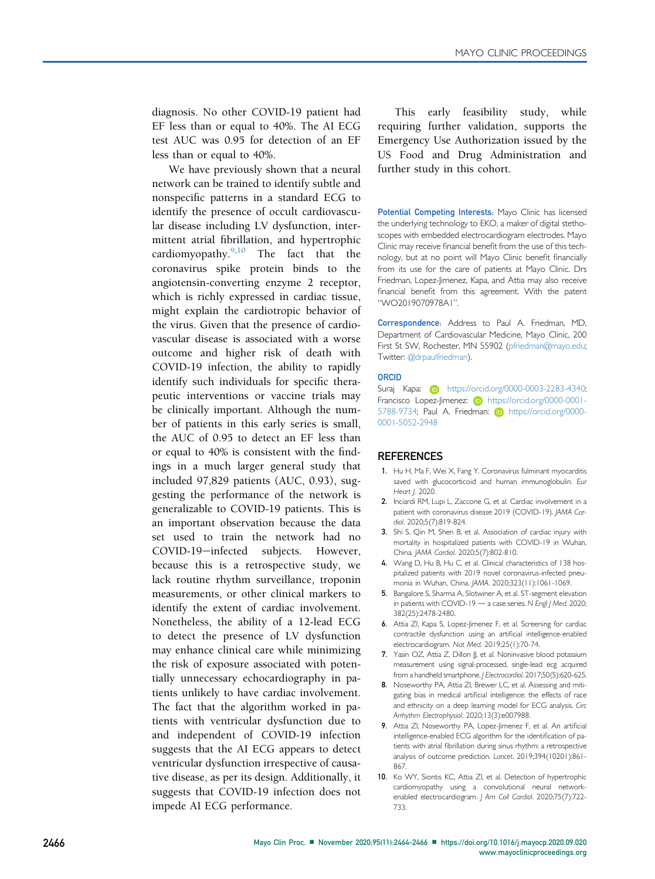diagnosis. No other COVID-19 patient had EF less than or equal to 40%. The AI ECG test AUC was 0.95 for detection of an EF less than or equal to 40%.

We have previously shown that a neural network can be trained to identify subtle and nonspecific patterns in a standard ECG to identify the presence of occult cardiovascular disease including LV dysfunction, intermittent atrial fibrillation, and hypertrophic cardiomyopathy.[9,10] The fact that the coronavirus spike protein binds to the angiotensin-converting enzyme 2 receptor, which is richly expressed in cardiac tissue, might explain the cardiotropic behavior of the virus. Given that the presence of cardiovascular disease is associated with a worse outcome and higher risk of death with COVID-19 infection, the ability to rapidly identify such individuals for specific therapeutic interventions or vaccine trials may be clinically important. Although the number of patients in this early series is small, the AUC of 0.95 to detect an EF less than or equal to 40% is consistent with the findings in a much larger general study that included 97,829 patients (AUC, 0.93), suggesting the performance of the network is generalizable to COVID-19 patients. This is an important observation because the data set used to train the network had no COVID-19−infected subjects. However, because this is a retrospective study, we lack routine rhythm surveillance, troponin measurements, or other clinical markers to identify the extent of cardiac involvement. Nonetheless, the ability of a 12-lead ECG to detect the presence of LV dysfunction may enhance clinical care while minimizing the risk of exposure associated with potentially unnecessary echocardiography in patients unlikely to have cardiac involvement. The fact that the algorithm worked in patients with ventricular dysfunction due to and independent of COVID-19 infection suggests that the AI ECG appears to detect ventricular dysfunction irrespective of causative disease, as per its design. Additionally, it suggests that COVID-19 infection does not impede AI ECG performance.

This early feasibility study, while requiring further validation, supports the Emergency Use Authorization issued by the US Food and Drug Administration and further study in this cohort.

**Potential Competing Interests:** Mayo Clinic has licensed the underlying technology to EKO, a maker of digital stethoscopes with embedded electrocardiogram electrodes. Mayo Clinic may receive financial benefit from the use of this technology, but at no point will Mayo Clinic benefit financially from its use for the care of patients at Mayo Clinic. Drs Friedman, Lopez-Jimenez, Kapa, and Attia may also receive financial benefit from this agreement. With the patent "WO2019070978A1".

**Correspondence:** Address to Paul A. Friedman, MD, Department of Cardiovascular Medicine, Mayo Clinic, 200 First St SW, Rochester, MN 55902 (pfriedman@mayo.edu; Twitter: @drpaulfriedman).

**ORCID**

Suraj Kapa: https://orcid.org/0000-0003-2283-4340; Francisco Lopez-Jimenez: https://orcid.org/0000-0001-5788-9734; Paul A. Friedman: https://orcid.org/0000-0001-5052-2948

## REFERENCES

1. Hu H, Ma F, Wei X, Fang Y. Coronavirus fulminant myocarditis saved with glucocorticoid and human immunoglobulin. *Eur Heart J*. 2020.
2. Inciardi RM, Lupi L, Zaccone G, et al. Cardiac involvement in a patient with coronavirus disease 2019 (COVID-19). *JAMA Cardiol*. 2020;5(7):819-824.
3. Shi S, Qin M, Shen B, et al. Association of cardiac injury with mortality in hospitalized patients with COVID-19 in Wuhan, China. *JAMA Cardiol*. 2020;5(7):802-810.
4. Wang D, Hu B, Hu C, et al. Clinical characteristics of 138 hospitalized patients with 2019 novel coronavirus-infected pneumonia in Wuhan, China. *JAMA*. 2020;323(11):1061-1069.
5. Bangalore S, Sharma A, Slotwiner A, et al. ST-segment elevation in patients with COVID-19 — a case series. *N Engl J Med*. 2020;382(25):2478-2480.
6. Attia ZI, Kapa S, Lopez-Jimenez F, et al. Screening for cardiac contractile dysfunction using an artificial intelligence-enabled electrocardiogram. *Nat Med*. 2019;25(1):70-74.
7. Yasin OZ, Attia Z, Dillon JJ, et al. Noninvasive blood potassium measurement using signal-processed, single-lead ecg acquired from a handheld smartphone. *J Electrocardiol*. 2017;50(5):620-625.
8. Noseworthy PA, Attia ZI, Brewer LC, et al. Assessing and mitigating bias in medical artificial intelligence: the effects of race and ethnicity on a deep learning model for ECG analysis. *Circ Arrhythm Electrophysiol*. 2020;13(3):e007988.
9. Attia ZI, Noseworthy PA, Lopez-Jimenez F, et al. An artificial intelligence-enabled ECG algorithm for the identification of patients with atrial fibrillation during sinus rhythm: a retrospective analysis of outcome prediction. *Lancet*. 2019;394(10201):861-867.
10. Ko WY, Siontis KC, Attia ZI, et al. Detection of hypertrophic cardiomyopathy using a convolutional neural network-enabled electrocardiogram. *J Am Coll Cardiol*. 2020;75(7):722-733.